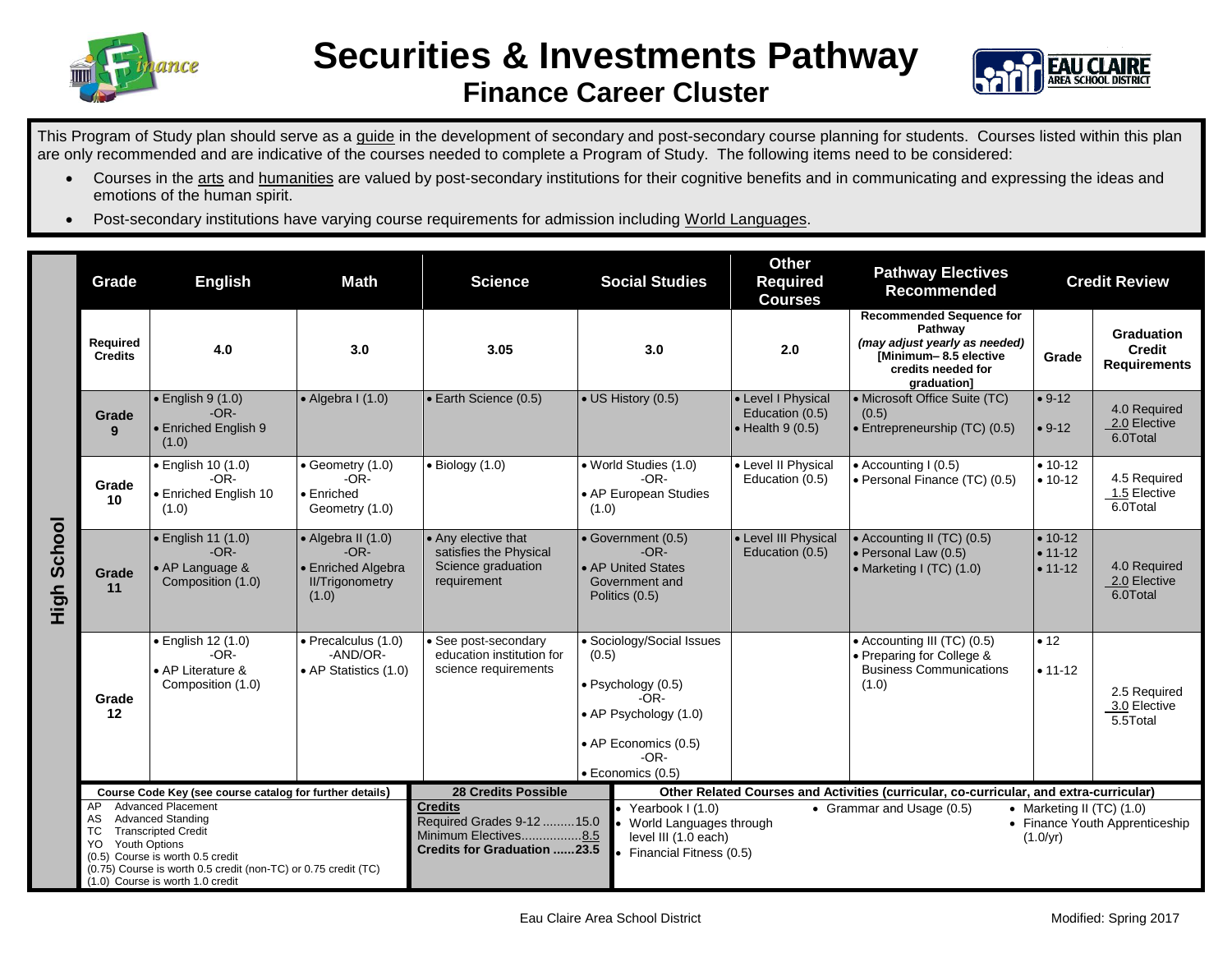# Securities & Investments Pathway

## Finance Career Cluster

This Program of Study plan should serve as a guide in the development of secondary and post-secondary course planning for students. Courses listed within this plan are only recommended and are indicative of the courses needed to complete a Program of Study. The following items need to be considered:

- Courses in the arts and humanities are valued by post-secondary institutions for their cognitive benefits and in communicating and expressing the ideas and emotions of the human spirit.
- Post-secondary institutions have varying course requirements for admission including World Languages.

| | Grade | English | Math | Science | Social Studies | Other Required Courses | Pathway Electives Recommended | Credit Review | |
|---|---|---|---|---|---|---|---|---|---|
| High School | Required Credits | 4.0 | 3.0 | 3.05 | 3.0 | 2.0 | Recommended Sequence for Pathway *(may adjust yearly as needed)* [Minimum– 8.5 elective credits needed for graduation] | Grade | Graduation Credit Requirements |
| | Grade 9 | • English 9 (1.0) -OR- • Enriched English 9 (1.0) | • Algebra I (1.0) | • Earth Science (0.5) | • US History (0.5) | • Level I Physical Education (0.5) • Health 9 (0.5) | • Microsoft Office Suite (TC) (0.5) • Entrepreneurship (TC) (0.5) | • 9-12 • 9-12 | 4.0 Required 2.0 Elective 6.0Total |
| | Grade 10 | • English 10 (1.0) -OR- • Enriched English 10 (1.0) | • Geometry (1.0) -OR- • Enriched Geometry (1.0) | • Biology (1.0) | • World Studies (1.0) -OR- • AP European Studies (1.0) | • Level II Physical Education (0.5) | • Accounting I (0.5) • Personal Finance (TC) (0.5) | • 10-12 • 10-12 | 4.5 Required 1.5 Elective 6.0Total |
| | Grade 11 | • English 11 (1.0) -OR- • AP Language & Composition (1.0) | • Algebra II (1.0) -OR- • Enriched Algebra II/Trigonometry (1.0) | • Any elective that satisfies the Physical Science graduation requirement | • Government (0.5) -OR- • AP United States Government and Politics (0.5) | • Level III Physical Education (0.5) | • Accounting II (TC) (0.5) • Personal Law (0.5) • Marketing I (TC) (1.0) | • 10-12 • 11-12 • 11-12 | 4.0 Required 2.0 Elective 6.0Total |
| | Grade 12 | • English 12 (1.0) -OR- • AP Literature & Composition (1.0) | • Precalculus (1.0) -AND/OR- • AP Statistics (1.0) | • See post-secondary education institution for science requirements | • Sociology/Social Issues (0.5) • Psychology (0.5) -OR- • AP Psychology (1.0) • AP Economics (0.5) -OR- • Economics (0.5) | | • Accounting III (TC) (0.5) • Preparing for College & Business Communications (1.0) | • 12 • 11-12 | 2.5 Required 3.0 Elective 5.5Total |

**Course Code Key (see course catalog for further details)**

AP Advanced Placement
AS Advanced Standing
TC Transcripted Credit
YO Youth Options
(0.5) Course is worth 0.5 credit
(0.75) Course is worth 0.5 credit (non-TC) or 0.75 credit (TC)
(1.0) Course is worth 1.0 credit

**28 Credits Possible**

**Credits**
Required Grades 9-12 .........15.0
Minimum Electives.................8.5
**Credits for Graduation ......23.5**

**Other Related Courses and Activities (curricular, co-curricular, and extra-curricular)**

- Yearbook I (1.0)
- World Languages through level III (1.0 each)
- Financial Fitness (0.5)
- Grammar and Usage (0.5)
- Marketing II (TC) (1.0)
- Finance Youth Apprenticeship (1.0/yr)

Eau Claire Area School District

Modified: Spring 2017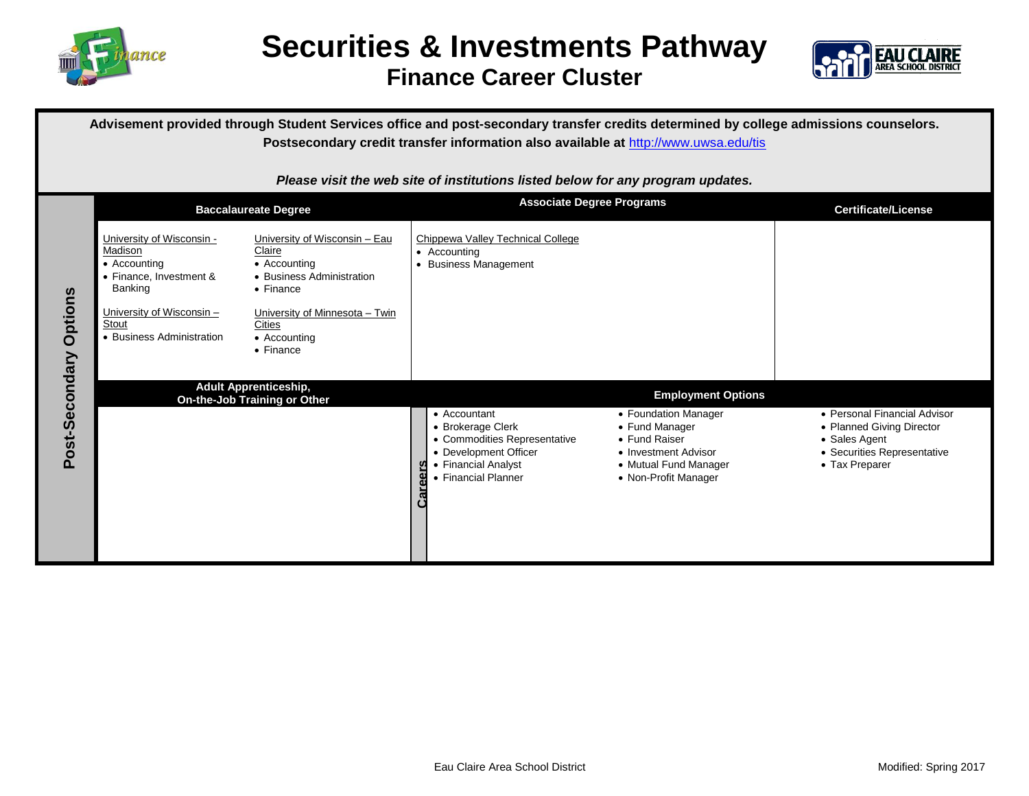# Securities & Investments Pathway

## Finance Career Cluster

**Advisement provided through Student Services office and post-secondary transfer credits determined by college admissions counselors.**
**Postsecondary credit transfer information also available at http://www.uwsa.edu/tis**

***Please visit the web site of institutions listed below for any program updates.***

## Post-Secondary Options

| Baccalaureate Degree | Associate Degree Programs | Certificate/License |
|---|---|---|
| University of Wisconsin - Madison<br>• Accounting<br>• Finance, Investment & Banking<br><br>University of Wisconsin – Stout<br>• Business Administration<br><br>University of Wisconsin – Eau Claire<br>• Accounting<br>• Business Administration<br>• Finance<br><br>University of Minnesota – Twin Cities<br>• Accounting<br>• Finance | Chippewa Valley Technical College<br>• Accounting<br>• Business Management | |

| Adult Apprenticeship, On-the-Job Training or Other | Employment Options | | |
|---|---|---|---|
| | **Careers**<br>• Accountant<br>• Brokerage Clerk<br>• Commodities Representative<br>• Development Officer<br>• Financial Analyst<br>• Financial Planner | • Foundation Manager<br>• Fund Manager<br>• Fund Raiser<br>• Investment Advisor<br>• Mutual Fund Manager<br>• Non-Profit Manager | • Personal Financial Advisor<br>• Planned Giving Director<br>• Sales Agent<br>• Securities Representative<br>• Tax Preparer |

Eau Claire Area School District

Modified: Spring 2017